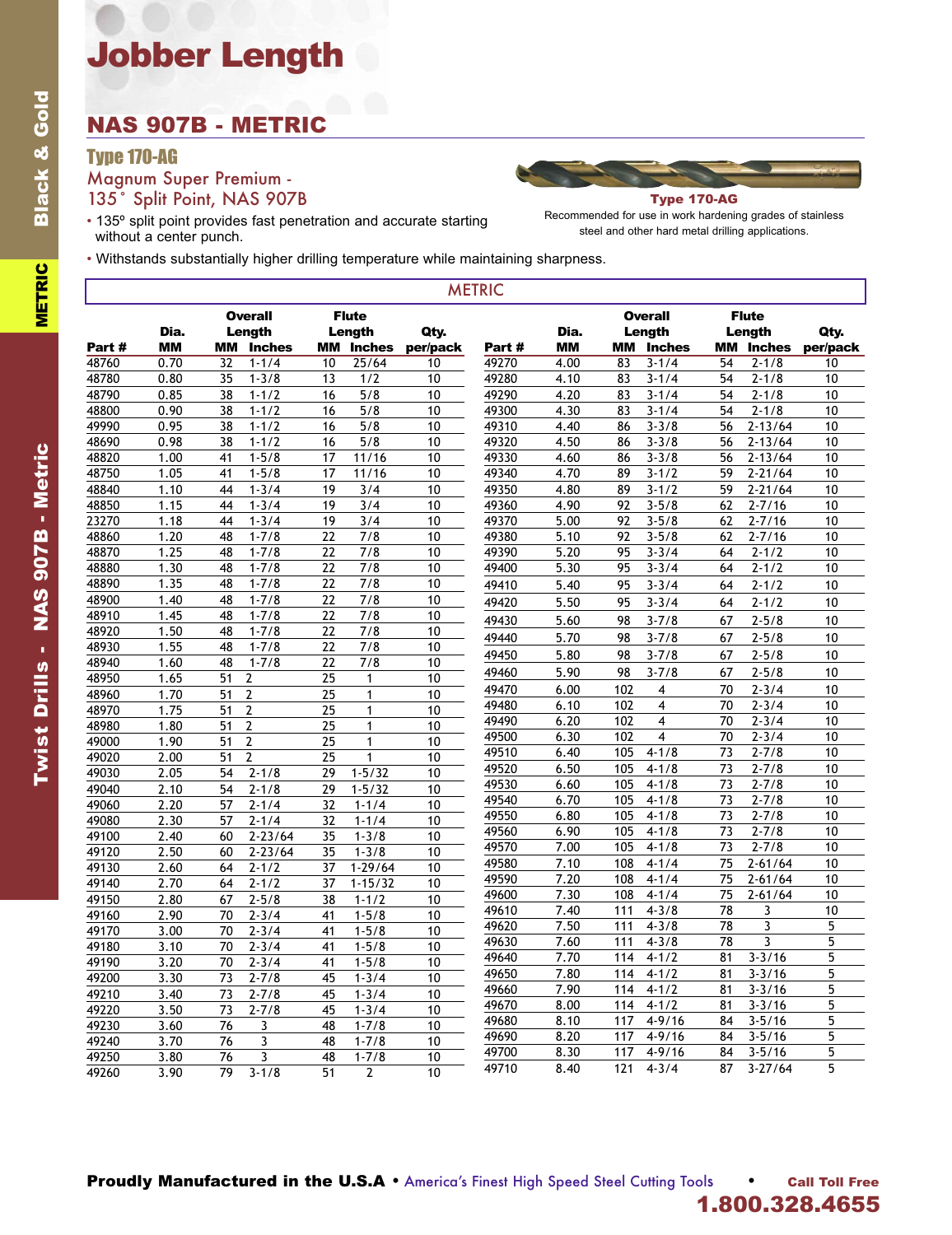# Jobber Length

## NAS 907B - METRIC

### Type 170-AG

Magnum Super Premium -
135˚ Split Point, NAS 907B

- 135º split point provides fast penetration and accurate starting without a center punch.
- Withstands substantially higher drilling temperature while maintaining sharpness.

**Type 170-AG**

Recommended for use in work hardening grades of stainless steel and other hard metal drilling applications.

### METRIC

| Part # | Dia. MM | Overall Length MM | Overall Length Inches | Flute Length MM | Flute Length Inches | Qty. per/pack |
|---|---|---|---|---|---|---|
| 48760 | 0.70 | 32 | 1-1/4 | 10 | 25/64 | 10 |
| 48780 | 0.80 | 35 | 1-3/8 | 13 | 1/2 | 10 |
| 48790 | 0.85 | 38 | 1-1/2 | 16 | 5/8 | 10 |
| 48800 | 0.90 | 38 | 1-1/2 | 16 | 5/8 | 10 |
| 49990 | 0.95 | 38 | 1-1/2 | 16 | 5/8 | 10 |
| 48690 | 0.98 | 38 | 1-1/2 | 16 | 5/8 | 10 |
| 48820 | 1.00 | 41 | 1-5/8 | 17 | 11/16 | 10 |
| 48750 | 1.05 | 41 | 1-5/8 | 17 | 11/16 | 10 |
| 48840 | 1.10 | 44 | 1-3/4 | 19 | 3/4 | 10 |
| 48850 | 1.15 | 44 | 1-3/4 | 19 | 3/4 | 10 |
| 23270 | 1.18 | 44 | 1-3/4 | 19 | 3/4 | 10 |
| 48860 | 1.20 | 48 | 1-7/8 | 22 | 7/8 | 10 |
| 48870 | 1.25 | 48 | 1-7/8 | 22 | 7/8 | 10 |
| 48880 | 1.30 | 48 | 1-7/8 | 22 | 7/8 | 10 |
| 48890 | 1.35 | 48 | 1-7/8 | 22 | 7/8 | 10 |
| 48900 | 1.40 | 48 | 1-7/8 | 22 | 7/8 | 10 |
| 48910 | 1.45 | 48 | 1-7/8 | 22 | 7/8 | 10 |
| 48920 | 1.50 | 48 | 1-7/8 | 22 | 7/8 | 10 |
| 48930 | 1.55 | 48 | 1-7/8 | 22 | 7/8 | 10 |
| 48940 | 1.60 | 48 | 1-7/8 | 22 | 7/8 | 10 |
| 48950 | 1.65 | 51 | 2 | 25 | 1 | 10 |
| 48960 | 1.70 | 51 | 2 | 25 | 1 | 10 |
| 48970 | 1.75 | 51 | 2 | 25 | 1 | 10 |
| 48980 | 1.80 | 51 | 2 | 25 | 1 | 10 |
| 49000 | 1.90 | 51 | 2 | 25 | 1 | 10 |
| 49020 | 2.00 | 51 | 2 | 25 | 1 | 10 |
| 49030 | 2.05 | 54 | 2-1/8 | 29 | 1-5/32 | 10 |
| 49040 | 2.10 | 54 | 2-1/8 | 29 | 1-5/32 | 10 |
| 49060 | 2.20 | 57 | 2-1/4 | 32 | 1-1/4 | 10 |
| 49080 | 2.30 | 57 | 2-1/4 | 32 | 1-1/4 | 10 |
| 49100 | 2.40 | 60 | 2-23/64 | 35 | 1-3/8 | 10 |
| 49120 | 2.50 | 60 | 2-23/64 | 35 | 1-3/8 | 10 |
| 49130 | 2.60 | 64 | 2-1/2 | 37 | 1-29/64 | 10 |
| 49140 | 2.70 | 64 | 2-1/2 | 37 | 1-15/32 | 10 |
| 49150 | 2.80 | 67 | 2-5/8 | 38 | 1-1/2 | 10 |
| 49160 | 2.90 | 70 | 2-3/4 | 41 | 1-5/8 | 10 |
| 49170 | 3.00 | 70 | 2-3/4 | 41 | 1-5/8 | 10 |
| 49180 | 3.10 | 70 | 2-3/4 | 41 | 1-5/8 | 10 |
| 49190 | 3.20 | 70 | 2-3/4 | 41 | 1-5/8 | 10 |
| 49200 | 3.30 | 73 | 2-7/8 | 45 | 1-3/4 | 10 |
| 49210 | 3.40 | 73 | 2-7/8 | 45 | 1-3/4 | 10 |
| 49220 | 3.50 | 73 | 2-7/8 | 45 | 1-3/4 | 10 |
| 49230 | 3.60 | 76 | 3 | 48 | 1-7/8 | 10 |
| 49240 | 3.70 | 76 | 3 | 48 | 1-7/8 | 10 |
| 49250 | 3.80 | 76 | 3 | 48 | 1-7/8 | 10 |
| 49260 | 3.90 | 79 | 3-1/8 | 51 | 2 | 10 |
| 49270 | 4.00 | 83 | 3-1/4 | 54 | 2-1/8 | 10 |
| 49280 | 4.10 | 83 | 3-1/4 | 54 | 2-1/8 | 10 |
| 49290 | 4.20 | 83 | 3-1/4 | 54 | 2-1/8 | 10 |
| 49300 | 4.30 | 83 | 3-1/4 | 54 | 2-1/8 | 10 |
| 49310 | 4.40 | 86 | 3-3/8 | 56 | 2-13/64 | 10 |
| 49320 | 4.50 | 86 | 3-3/8 | 56 | 2-13/64 | 10 |
| 49330 | 4.60 | 86 | 3-3/8 | 56 | 2-13/64 | 10 |
| 49340 | 4.70 | 89 | 3-1/2 | 59 | 2-21/64 | 10 |
| 49350 | 4.80 | 89 | 3-1/2 | 59 | 2-21/64 | 10 |
| 49360 | 4.90 | 92 | 3-5/8 | 62 | 2-7/16 | 10 |
| 49370 | 5.00 | 92 | 3-5/8 | 62 | 2-7/16 | 10 |
| 49380 | 5.10 | 92 | 3-5/8 | 62 | 2-7/16 | 10 |
| 49390 | 5.20 | 95 | 3-3/4 | 64 | 2-1/2 | 10 |
| 49400 | 5.30 | 95 | 3-3/4 | 64 | 2-1/2 | 10 |
| 49410 | 5.40 | 95 | 3-3/4 | 64 | 2-1/2 | 10 |
| 49420 | 5.50 | 95 | 3-3/4 | 64 | 2-1/2 | 10 |
| 49430 | 5.60 | 98 | 3-7/8 | 67 | 2-5/8 | 10 |
| 49440 | 5.70 | 98 | 3-7/8 | 67 | 2-5/8 | 10 |
| 49450 | 5.80 | 98 | 3-7/8 | 67 | 2-5/8 | 10 |
| 49460 | 5.90 | 98 | 3-7/8 | 67 | 2-5/8 | 10 |
| 49470 | 6.00 | 102 | 4 | 70 | 2-3/4 | 10 |
| 49480 | 6.10 | 102 | 4 | 70 | 2-3/4 | 10 |
| 49490 | 6.20 | 102 | 4 | 70 | 2-3/4 | 10 |
| 49500 | 6.30 | 102 | 4 | 70 | 2-3/4 | 10 |
| 49510 | 6.40 | 105 | 4-1/8 | 73 | 2-7/8 | 10 |
| 49520 | 6.50 | 105 | 4-1/8 | 73 | 2-7/8 | 10 |
| 49530 | 6.60 | 105 | 4-1/8 | 73 | 2-7/8 | 10 |
| 49540 | 6.70 | 105 | 4-1/8 | 73 | 2-7/8 | 10 |
| 49550 | 6.80 | 105 | 4-1/8 | 73 | 2-7/8 | 10 |
| 49560 | 6.90 | 105 | 4-1/8 | 73 | 2-7/8 | 10 |
| 49570 | 7.00 | 105 | 4-1/8 | 73 | 2-7/8 | 10 |
| 49580 | 7.10 | 108 | 4-1/4 | 75 | 2-61/64 | 10 |
| 49590 | 7.20 | 108 | 4-1/4 | 75 | 2-61/64 | 10 |
| 49600 | 7.30 | 108 | 4-1/4 | 75 | 2-61/64 | 10 |
| 49610 | 7.40 | 111 | 4-3/8 | 78 | 3 | 10 |
| 49620 | 7.50 | 111 | 4-3/8 | 78 | 3 | 5 |
| 49630 | 7.60 | 111 | 4-3/8 | 78 | 3 | 5 |
| 49640 | 7.70 | 114 | 4-1/2 | 81 | 3-3/16 | 5 |
| 49650 | 7.80 | 114 | 4-1/2 | 81 | 3-3/16 | 5 |
| 49660 | 7.90 | 114 | 4-1/2 | 81 | 3-3/16 | 5 |
| 49670 | 8.00 | 114 | 4-1/2 | 81 | 3-3/16 | 5 |
| 49680 | 8.10 | 117 | 4-9/16 | 84 | 3-5/16 | 5 |
| 49690 | 8.20 | 117 | 4-9/16 | 84 | 3-5/16 | 5 |
| 49700 | 8.30 | 117 | 4-9/16 | 84 | 3-5/16 | 5 |
| 49710 | 8.40 | 121 | 4-3/4 | 87 | 3-27/64 | 5 |

**Proudly Manufactured in the U.S.A** • America's Finest High Speed Steel Cutting Tools • **Call Toll Free 1.800.328.4655**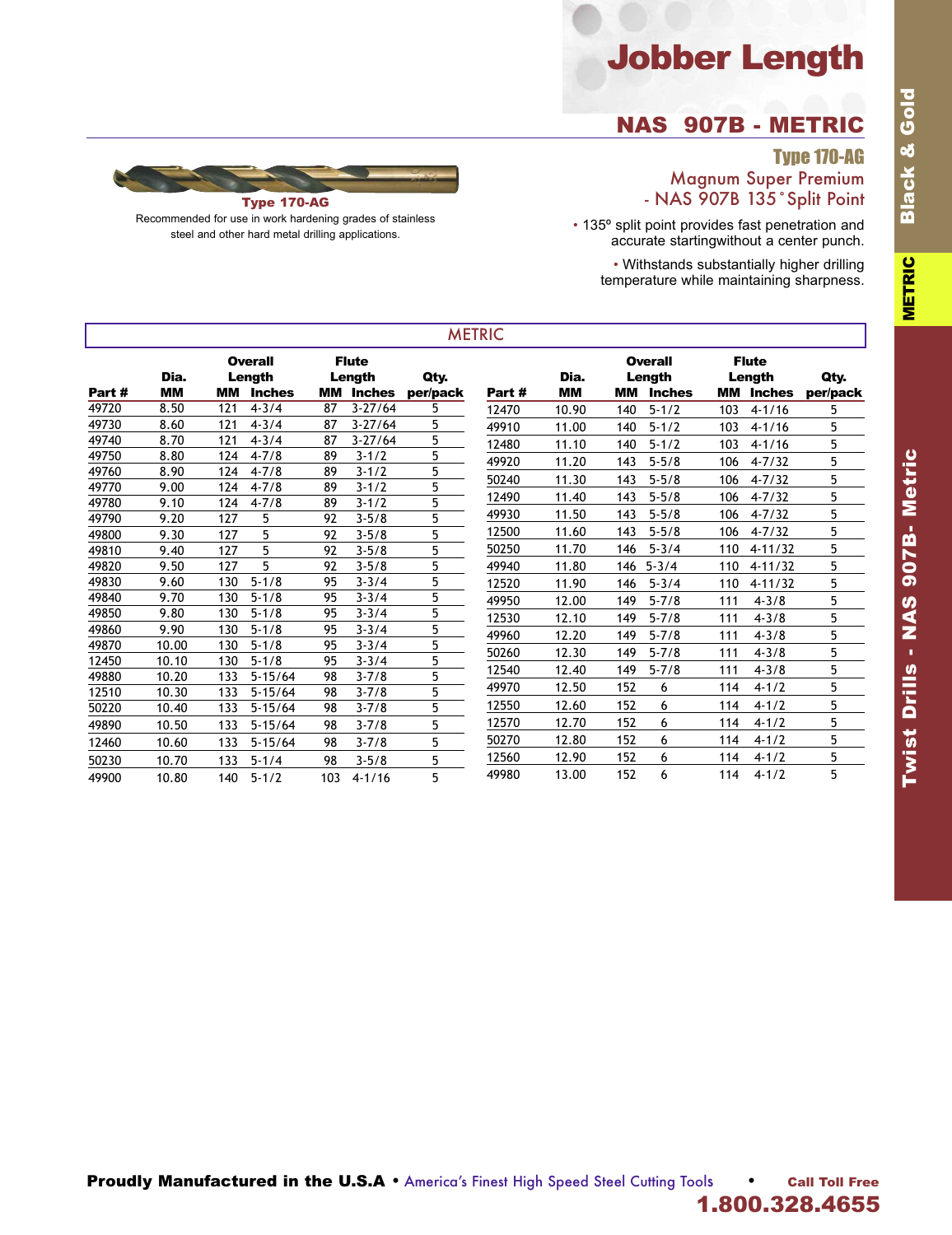# Jobber Length

## NAS 907B - METRIC

### Type 170-AG

Magnum Super Premium
- NAS 907B 135˚Split Point

• 135º split point provides fast penetration and accurate startingwithout a center punch.

• Withstands substantially higher drilling temperature while maintaining sharpness.

**Type 170-AG**

Recommended for use in work hardening grades of stainless steel and other hard metal drilling applications.

Black & Gold

METRIC

Twist Drills - NAS 907B- Metric

### METRIC

| Part # | Dia. MM | Overall Length MM | Overall Length Inches | Flute Length MM | Flute Length Inches | Qty. per/pack |
|---|---|---|---|---|---|---|
| 49720 | 8.50 | 121 | 4-3/4 | 87 | 3-27/64 | 5 |
| 49730 | 8.60 | 121 | 4-3/4 | 87 | 3-27/64 | 5 |
| 49740 | 8.70 | 121 | 4-3/4 | 87 | 3-27/64 | 5 |
| 49750 | 8.80 | 124 | 4-7/8 | 89 | 3-1/2 | 5 |
| 49760 | 8.90 | 124 | 4-7/8 | 89 | 3-1/2 | 5 |
| 49770 | 9.00 | 124 | 4-7/8 | 89 | 3-1/2 | 5 |
| 49780 | 9.10 | 124 | 4-7/8 | 89 | 3-1/2 | 5 |
| 49790 | 9.20 | 127 | 5 | 92 | 3-5/8 | 5 |
| 49800 | 9.30 | 127 | 5 | 92 | 3-5/8 | 5 |
| 49810 | 9.40 | 127 | 5 | 92 | 3-5/8 | 5 |
| 49820 | 9.50 | 127 | 5 | 92 | 3-5/8 | 5 |
| 49830 | 9.60 | 130 | 5-1/8 | 95 | 3-3/4 | 5 |
| 49840 | 9.70 | 130 | 5-1/8 | 95 | 3-3/4 | 5 |
| 49850 | 9.80 | 130 | 5-1/8 | 95 | 3-3/4 | 5 |
| 49860 | 9.90 | 130 | 5-1/8 | 95 | 3-3/4 | 5 |
| 49870 | 10.00 | 130 | 5-1/8 | 95 | 3-3/4 | 5 |
| 12450 | 10.10 | 130 | 5-1/8 | 95 | 3-3/4 | 5 |
| 49880 | 10.20 | 133 | 5-15/64 | 98 | 3-7/8 | 5 |
| 12510 | 10.30 | 133 | 5-15/64 | 98 | 3-7/8 | 5 |
| 50220 | 10.40 | 133 | 5-15/64 | 98 | 3-7/8 | 5 |
| 49890 | 10.50 | 133 | 5-15/64 | 98 | 3-7/8 | 5 |
| 12460 | 10.60 | 133 | 5-15/64 | 98 | 3-7/8 | 5 |
| 50230 | 10.70 | 133 | 5-1/4 | 98 | 3-5/8 | 5 |
| 49900 | 10.80 | 140 | 5-1/2 | 103 | 4-1/16 | 5 |
| 12470 | 10.90 | 140 | 5-1/2 | 103 | 4-1/16 | 5 |
| 49910 | 11.00 | 140 | 5-1/2 | 103 | 4-1/16 | 5 |
| 12480 | 11.10 | 140 | 5-1/2 | 103 | 4-1/16 | 5 |
| 49920 | 11.20 | 143 | 5-5/8 | 106 | 4-7/32 | 5 |
| 50240 | 11.30 | 143 | 5-5/8 | 106 | 4-7/32 | 5 |
| 12490 | 11.40 | 143 | 5-5/8 | 106 | 4-7/32 | 5 |
| 49930 | 11.50 | 143 | 5-5/8 | 106 | 4-7/32 | 5 |
| 12500 | 11.60 | 143 | 5-5/8 | 106 | 4-7/32 | 5 |
| 50250 | 11.70 | 146 | 5-3/4 | 110 | 4-11/32 | 5 |
| 49940 | 11.80 | 146 | 5-3/4 | 110 | 4-11/32 | 5 |
| 12520 | 11.90 | 146 | 5-3/4 | 110 | 4-11/32 | 5 |
| 49950 | 12.00 | 149 | 5-7/8 | 111 | 4-3/8 | 5 |
| 12530 | 12.10 | 149 | 5-7/8 | 111 | 4-3/8 | 5 |
| 49960 | 12.20 | 149 | 5-7/8 | 111 | 4-3/8 | 5 |
| 50260 | 12.30 | 149 | 5-7/8 | 111 | 4-3/8 | 5 |
| 12540 | 12.40 | 149 | 5-7/8 | 111 | 4-3/8 | 5 |
| 49970 | 12.50 | 152 | 6 | 114 | 4-1/2 | 5 |
| 12550 | 12.60 | 152 | 6 | 114 | 4-1/2 | 5 |
| 12570 | 12.70 | 152 | 6 | 114 | 4-1/2 | 5 |
| 50270 | 12.80 | 152 | 6 | 114 | 4-1/2 | 5 |
| 12560 | 12.90 | 152 | 6 | 114 | 4-1/2 | 5 |
| 49980 | 13.00 | 152 | 6 | 114 | 4-1/2 | 5 |

**Proudly Manufactured in the U.S.A** • America's Finest High Speed Steel Cutting Tools • **Call Toll Free 1.800.328.4655**